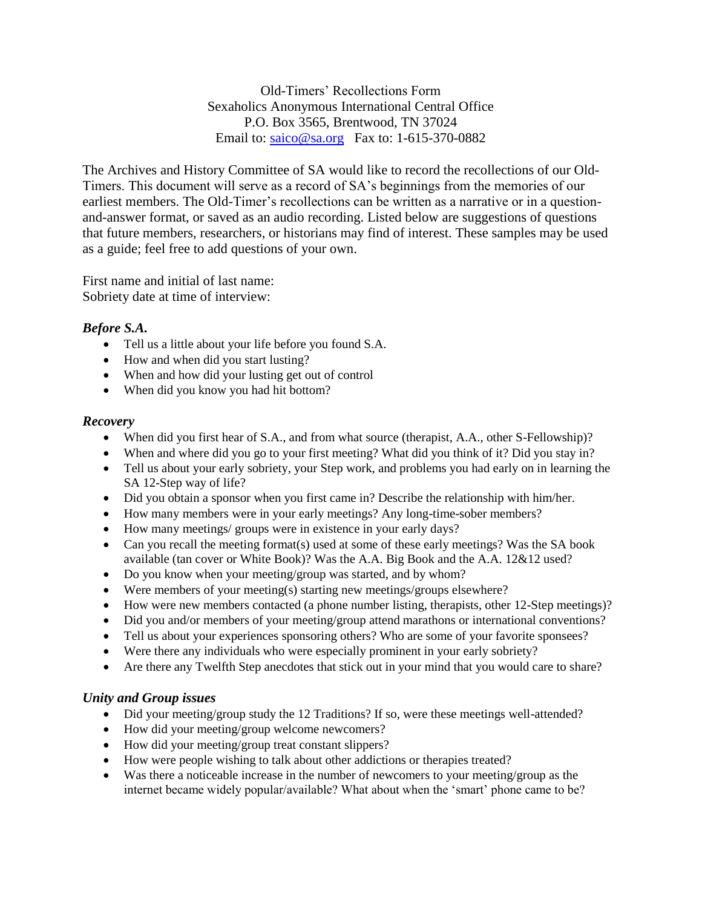Old-Timers' Recollections Form  
Sexaholics Anonymous International Central Office  
P.O. Box 3565, Brentwood, TN 37024  
Email to: saico@sa.org   Fax to: 1-615-370-0882

The Archives and History Committee of SA would like to record the recollections of our Old-Timers. This document will serve as a record of SA's beginnings from the memories of our earliest members. The Old-Timer's recollections can be written as a narrative or in a question-and-answer format, or saved as an audio recording. Listed below are suggestions of questions that future members, researchers, or historians may find of interest. These samples may be used as a guide; feel free to add questions of your own.

First name and initial of last name:  
Sobriety date at time of interview:

### *Before S.A.*

- Tell us a little about your life before you found S.A.
- How and when did you start lusting?
- When and how did your lusting get out of control
- When did you know you had hit bottom?

### *Recovery*

- When did you first hear of S.A., and from what source (therapist, A.A., other S-Fellowship)?
- When and where did you go to your first meeting? What did you think of it? Did you stay in?
- Tell us about your early sobriety, your Step work, and problems you had early on in learning the SA 12-Step way of life?
- Did you obtain a sponsor when you first came in? Describe the relationship with him/her.
- How many members were in your early meetings? Any long-time-sober members?
- How many meetings/ groups were in existence in your early days?
- Can you recall the meeting format(s) used at some of these early meetings? Was the SA book available (tan cover or White Book)? Was the A.A. Big Book and the A.A. 12&12 used?
- Do you know when your meeting/group was started, and by whom?
- Were members of your meeting(s) starting new meetings/groups elsewhere?
- How were new members contacted (a phone number listing, therapists, other 12-Step meetings)?
- Did you and/or members of your meeting/group attend marathons or international conventions?
- Tell us about your experiences sponsoring others? Who are some of your favorite sponsees?
- Were there any individuals who were especially prominent in your early sobriety?
- Are there any Twelfth Step anecdotes that stick out in your mind that you would care to share?

### *Unity and Group issues*

- Did your meeting/group study the 12 Traditions? If so, were these meetings well-attended?
- How did your meeting/group welcome newcomers?
- How did your meeting/group treat constant slippers?
- How were people wishing to talk about other addictions or therapies treated?
- Was there a noticeable increase in the number of newcomers to your meeting/group as the internet became widely popular/available? What about when the 'smart' phone came to be?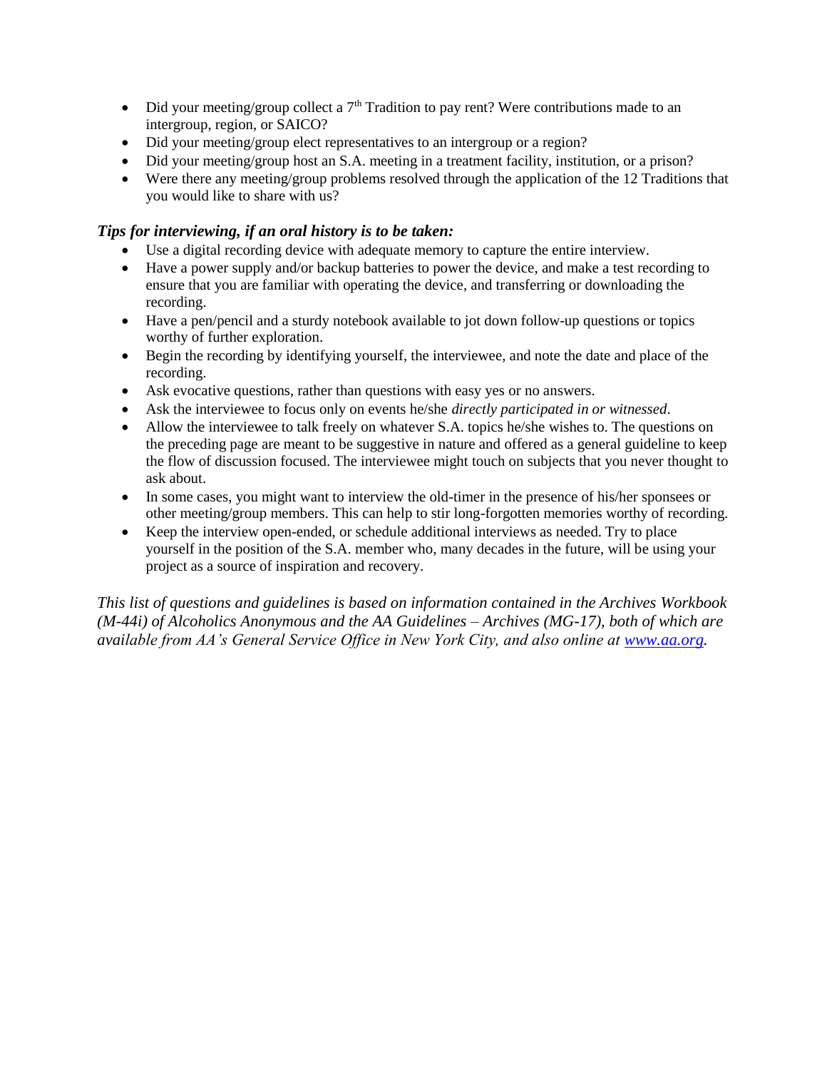- Did your meeting/group collect a 7th Tradition to pay rent? Were contributions made to an intergroup, region, or SAICO?
- Did your meeting/group elect representatives to an intergroup or a region?
- Did your meeting/group host an S.A. meeting in a treatment facility, institution, or a prison?
- Were there any meeting/group problems resolved through the application of the 12 Traditions that you would like to share with us?

### *Tips for interviewing, if an oral history is to be taken:*

- Use a digital recording device with adequate memory to capture the entire interview.
- Have a power supply and/or backup batteries to power the device, and make a test recording to ensure that you are familiar with operating the device, and transferring or downloading the recording.
- Have a pen/pencil and a sturdy notebook available to jot down follow-up questions or topics worthy of further exploration.
- Begin the recording by identifying yourself, the interviewee, and note the date and place of the recording.
- Ask evocative questions, rather than questions with easy yes or no answers.
- Ask the interviewee to focus only on events he/she *directly participated in or witnessed*.
- Allow the interviewee to talk freely on whatever S.A. topics he/she wishes to. The questions on the preceding page are meant to be suggestive in nature and offered as a general guideline to keep the flow of discussion focused. The interviewee might touch on subjects that you never thought to ask about.
- In some cases, you might want to interview the old-timer in the presence of his/her sponsees or other meeting/group members. This can help to stir long-forgotten memories worthy of recording.
- Keep the interview open-ended, or schedule additional interviews as needed. Try to place yourself in the position of the S.A. member who, many decades in the future, will be using your project as a source of inspiration and recovery.

*This list of questions and guidelines is based on information contained in the Archives Workbook (M-44i) of Alcoholics Anonymous and the AA Guidelines – Archives (MG-17), both of which are available from AA's General Service Office in New York City, and also online at [www.aa.org](http://www.aa.org).*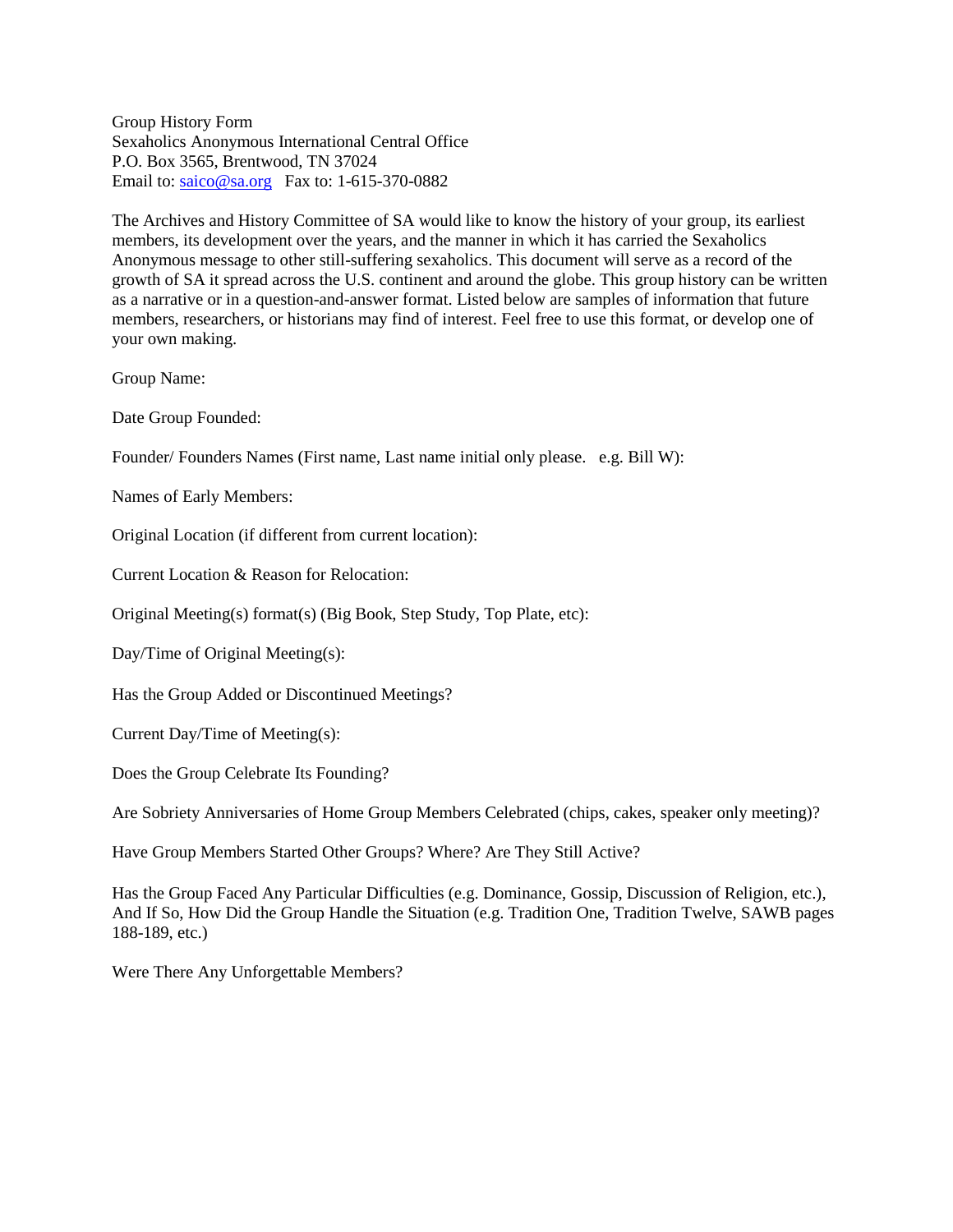Group History Form
Sexaholics Anonymous International Central Office
P.O. Box 3565, Brentwood, TN 37024
Email to: saico@sa.org   Fax to: 1-615-370-0882

The Archives and History Committee of SA would like to know the history of your group, its earliest members, its development over the years, and the manner in which it has carried the Sexaholics Anonymous message to other still-suffering sexaholics. This document will serve as a record of the growth of SA it spread across the U.S. continent and around the globe. This group history can be written as a narrative or in a question-and-answer format. Listed below are samples of information that future members, researchers, or historians may find of interest. Feel free to use this format, or develop one of your own making.

Group Name:

Date Group Founded:

Founder/ Founders Names (First name, Last name initial only please.   e.g. Bill W):

Names of Early Members:

Original Location (if different from current location):

Current Location & Reason for Relocation:

Original Meeting(s) format(s) (Big Book, Step Study, Top Plate, etc):

Day/Time of Original Meeting(s):

Has the Group Added or Discontinued Meetings?

Current Day/Time of Meeting(s):

Does the Group Celebrate Its Founding?

Are Sobriety Anniversaries of Home Group Members Celebrated (chips, cakes, speaker only meeting)?

Have Group Members Started Other Groups? Where? Are They Still Active?

Has the Group Faced Any Particular Difficulties (e.g. Dominance, Gossip, Discussion of Religion, etc.), And If So, How Did the Group Handle the Situation (e.g. Tradition One, Tradition Twelve, SAWB pages 188-189, etc.)

Were There Any Unforgettable Members?